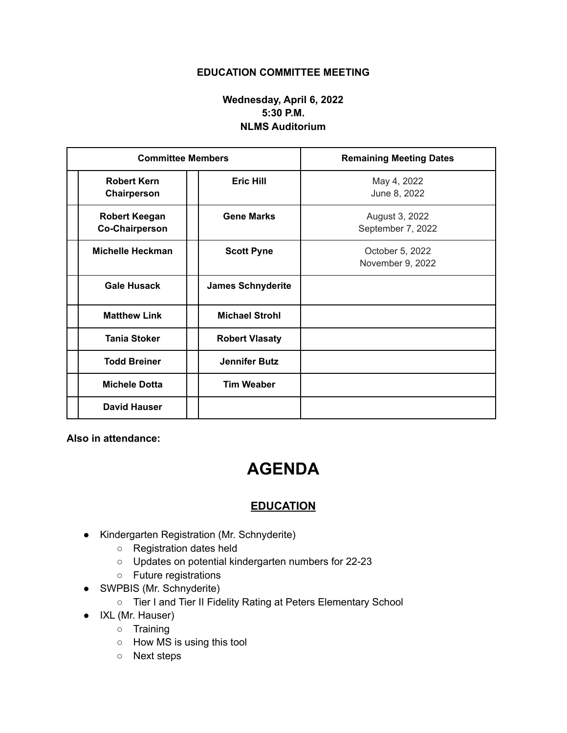**EDUCATION COMMITTEE MEETING**

**Wednesday, April 6, 2022**
**5:30 P.M.**
**NLMS Auditorium**

| Committee Members | | | | Remaining Meeting Dates |
|---|---|---|---|---|
| | **Robert Kern Chairperson** | | **Eric Hill** | May 4, 2022<br>June 8, 2022 |
| | **Robert Keegan Co-Chairperson** | | **Gene Marks** | August 3, 2022<br>September 7, 2022 |
| | **Michelle Heckman** | | **Scott Pyne** | October 5, 2022<br>November 9, 2022 |
| | **Gale Husack** | | **James Schnyderite** | |
| | **Matthew Link** | | **Michael Strohl** | |
| | **Tania Stoker** | | **Robert Vlasaty** | |
| | **Todd Breiner** | | **Jennifer Butz** | |
| | **Michele Dotta** | | **Tim Weaber** | |
| | **David Hauser** | | | |

**Also in attendance:**

# AGENDA

## EDUCATION

- Kindergarten Registration (Mr. Schnyderite)
  - Registration dates held
  - Updates on potential kindergarten numbers for 22-23
  - Future registrations
- SWPBIS (Mr. Schnyderite)
  - Tier I and Tier II Fidelity Rating at Peters Elementary School
- IXL (Mr. Hauser)
  - Training
  - How MS is using this tool
  - Next steps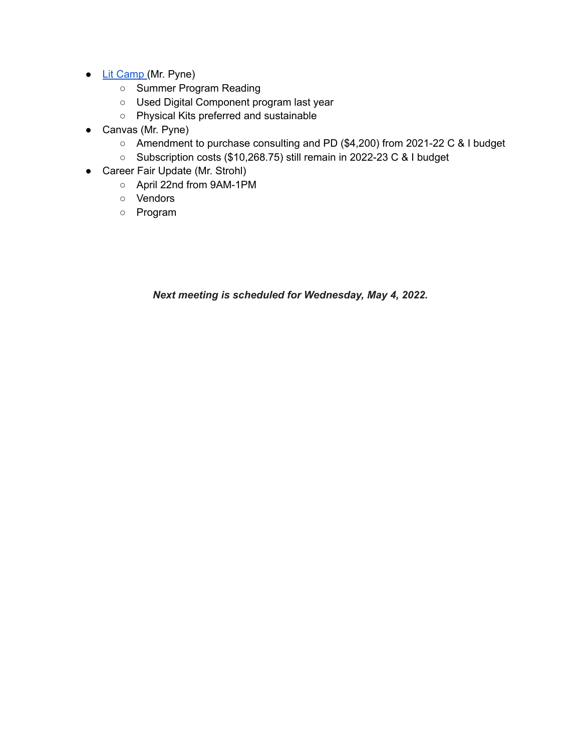- Lit Camp (Mr. Pyne)
  - Summer Program Reading
  - Used Digital Component program last year
  - Physical Kits preferred and sustainable
- Canvas (Mr. Pyne)
  - Amendment to purchase consulting and PD ($4,200) from 2021-22 C & I budget
  - Subscription costs ($10,268.75) still remain in 2022-23 C & I budget
- Career Fair Update (Mr. Strohl)
  - April 22nd from 9AM-1PM
  - Vendors
  - Program

***Next meeting is scheduled for Wednesday, May 4, 2022.***